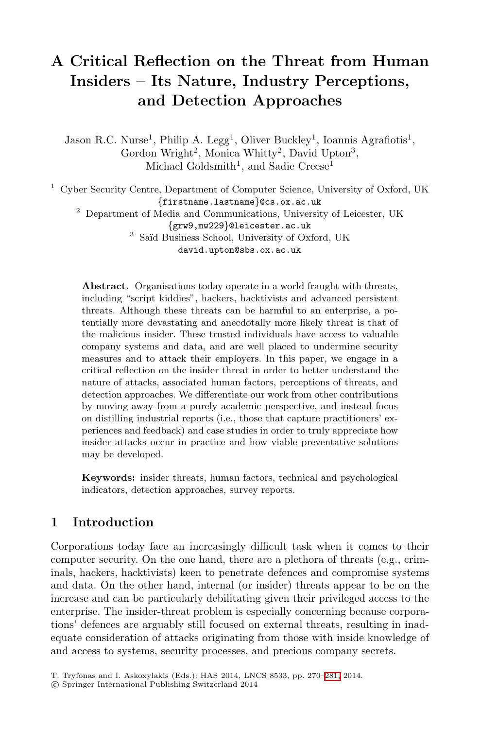# A Critical Reflection on the Threat from Human Insiders – Its Nature, Industry Perceptions, and Detection Approaches

Jason R.C. Nurse[1], Philip A. Legg[1], Oliver Buckley[1], Ioannis Agrafiotis[1], Gordon Wright[2], Monica Whitty[2], David Upton[3], Michael Goldsmith[1], and Sadie Creese[1]

[1] Cyber Security Centre, Department of Computer Science, University of Oxford, UK
{firstname.lastname}@cs.ox.ac.uk

[2] Department of Media and Communications, University of Leicester, UK
{grw9,mw229}@leicester.ac.uk

[3] Saïd Business School, University of Oxford, UK
david.upton@sbs.ox.ac.uk

**Abstract.** Organisations today operate in a world fraught with threats, including "script kiddies", hackers, hacktivists and advanced persistent threats. Although these threats can be harmful to an enterprise, a potentially more devastating and anecdotally more likely threat is that of the malicious insider. These trusted individuals have access to valuable company systems and data, and are well placed to undermine security measures and to attack their employers. In this paper, we engage in a critical reflection on the insider threat in order to better understand the nature of attacks, associated human factors, perceptions of threats, and detection approaches. We differentiate our work from other contributions by moving away from a purely academic perspective, and instead focus on distilling industrial reports (i.e., those that capture practitioners' experiences and feedback) and case studies in order to truly appreciate how insider attacks occur in practice and how viable preventative solutions may be developed.

**Keywords:** insider threats, human factors, technical and psychological indicators, detection approaches, survey reports.

## 1 Introduction

Corporations today face an increasingly difficult task when it comes to their computer security. On the one hand, there are a plethora of threats (e.g., criminals, hackers, hacktivists) keen to penetrate defences and compromise systems and data. On the other hand, internal (or insider) threats appear to be on the increase and can be particularly debilitating given their privileged access to the enterprise. The insider-threat problem is especially concerning because corporations' defences are arguably still focused on external threats, resulting in inadequate consideration of attacks originating from those with inside knowledge of and access to systems, security processes, and precious company secrets.

T. Tryfonas and I. Askoxylakis (Eds.): HAS 2014, LNCS 8533, pp. 270–281, 2014.
© Springer International Publishing Switzerland 2014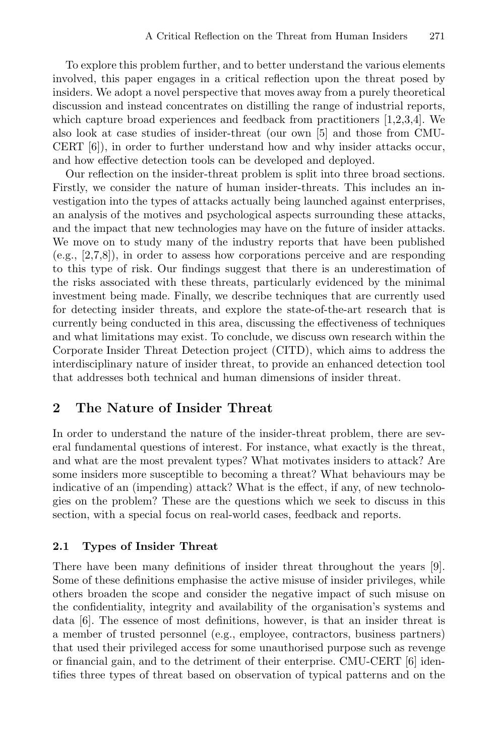To explore this problem further, and to better understand the various elements involved, this paper engages in a critical reflection upon the threat posed by insiders. We adopt a novel perspective that moves away from a purely theoretical discussion and instead concentrates on distilling the range of industrial reports, which capture broad experiences and feedback from practitioners [1,2,3,4]. We also look at case studies of insider-threat (our own [5] and those from CMU-CERT [6]), in order to further understand how and why insider attacks occur, and how effective detection tools can be developed and deployed.

Our reflection on the insider-threat problem is split into three broad sections. Firstly, we consider the nature of human insider-threats. This includes an investigation into the types of attacks actually being launched against enterprises, an analysis of the motives and psychological aspects surrounding these attacks, and the impact that new technologies may have on the future of insider attacks. We move on to study many of the industry reports that have been published (e.g., [2,7,8]), in order to assess how corporations perceive and are responding to this type of risk. Our findings suggest that there is an underestimation of the risks associated with these threats, particularly evidenced by the minimal investment being made. Finally, we describe techniques that are currently used for detecting insider threats, and explore the state-of-the-art research that is currently being conducted in this area, discussing the effectiveness of techniques and what limitations may exist. To conclude, we discuss own research within the Corporate Insider Threat Detection project (CITD), which aims to address the interdisciplinary nature of insider threat, to provide an enhanced detection tool that addresses both technical and human dimensions of insider threat.

## 2 The Nature of Insider Threat

In order to understand the nature of the insider-threat problem, there are several fundamental questions of interest. For instance, what exactly is the threat, and what are the most prevalent types? What motivates insiders to attack? Are some insiders more susceptible to becoming a threat? What behaviours may be indicative of an (impending) attack? What is the effect, if any, of new technologies on the problem? These are the questions which we seek to discuss in this section, with a special focus on real-world cases, feedback and reports.

### 2.1 Types of Insider Threat

There have been many definitions of insider threat throughout the years [9]. Some of these definitions emphasise the active misuse of insider privileges, while others broaden the scope and consider the negative impact of such misuse on the confidentiality, integrity and availability of the organisation's systems and data [6]. The essence of most definitions, however, is that an insider threat is a member of trusted personnel (e.g., employee, contractors, business partners) that used their privileged access for some unauthorised purpose such as revenge or financial gain, and to the detriment of their enterprise. CMU-CERT [6] identifies three types of threat based on observation of typical patterns and on the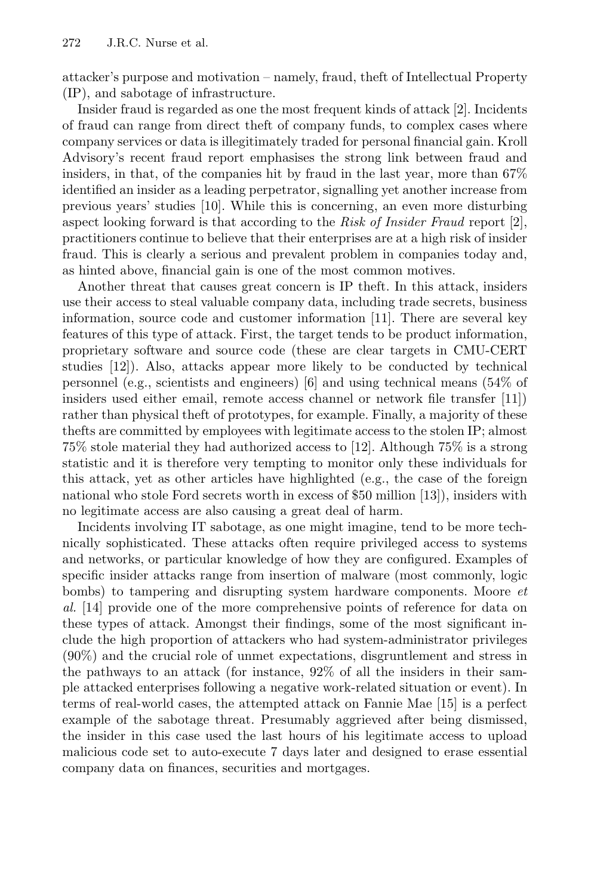attacker's purpose and motivation – namely, fraud, theft of Intellectual Property (IP), and sabotage of infrastructure.

Insider fraud is regarded as one the most frequent kinds of attack [2]. Incidents of fraud can range from direct theft of company funds, to complex cases where company services or data is illegitimately traded for personal financial gain. Kroll Advisory's recent fraud report emphasises the strong link between fraud and insiders, in that, of the companies hit by fraud in the last year, more than 67% identified an insider as a leading perpetrator, signalling yet another increase from previous years' studies [10]. While this is concerning, an even more disturbing aspect looking forward is that according to the *Risk of Insider Fraud* report [2], practitioners continue to believe that their enterprises are at a high risk of insider fraud. This is clearly a serious and prevalent problem in companies today and, as hinted above, financial gain is one of the most common motives.

Another threat that causes great concern is IP theft. In this attack, insiders use their access to steal valuable company data, including trade secrets, business information, source code and customer information [11]. There are several key features of this type of attack. First, the target tends to be product information, proprietary software and source code (these are clear targets in CMU-CERT studies [12]). Also, attacks appear more likely to be conducted by technical personnel (e.g., scientists and engineers) [6] and using technical means (54% of insiders used either email, remote access channel or network file transfer [11]) rather than physical theft of prototypes, for example. Finally, a majority of these thefts are committed by employees with legitimate access to the stolen IP; almost 75% stole material they had authorized access to [12]. Although 75% is a strong statistic and it is therefore very tempting to monitor only these individuals for this attack, yet as other articles have highlighted (e.g., the case of the foreign national who stole Ford secrets worth in excess of $50 million [13]), insiders with no legitimate access are also causing a great deal of harm.

Incidents involving IT sabotage, as one might imagine, tend to be more technically sophisticated. These attacks often require privileged access to systems and networks, or particular knowledge of how they are configured. Examples of specific insider attacks range from insertion of malware (most commonly, logic bombs) to tampering and disrupting system hardware components. Moore *et al.* [14] provide one of the more comprehensive points of reference for data on these types of attack. Amongst their findings, some of the most significant include the high proportion of attackers who had system-administrator privileges (90%) and the crucial role of unmet expectations, disgruntlement and stress in the pathways to an attack (for instance, 92% of all the insiders in their sample attacked enterprises following a negative work-related situation or event). In terms of real-world cases, the attempted attack on Fannie Mae [15] is a perfect example of the sabotage threat. Presumably aggrieved after being dismissed, the insider in this case used the last hours of his legitimate access to upload malicious code set to auto-execute 7 days later and designed to erase essential company data on finances, securities and mortgages.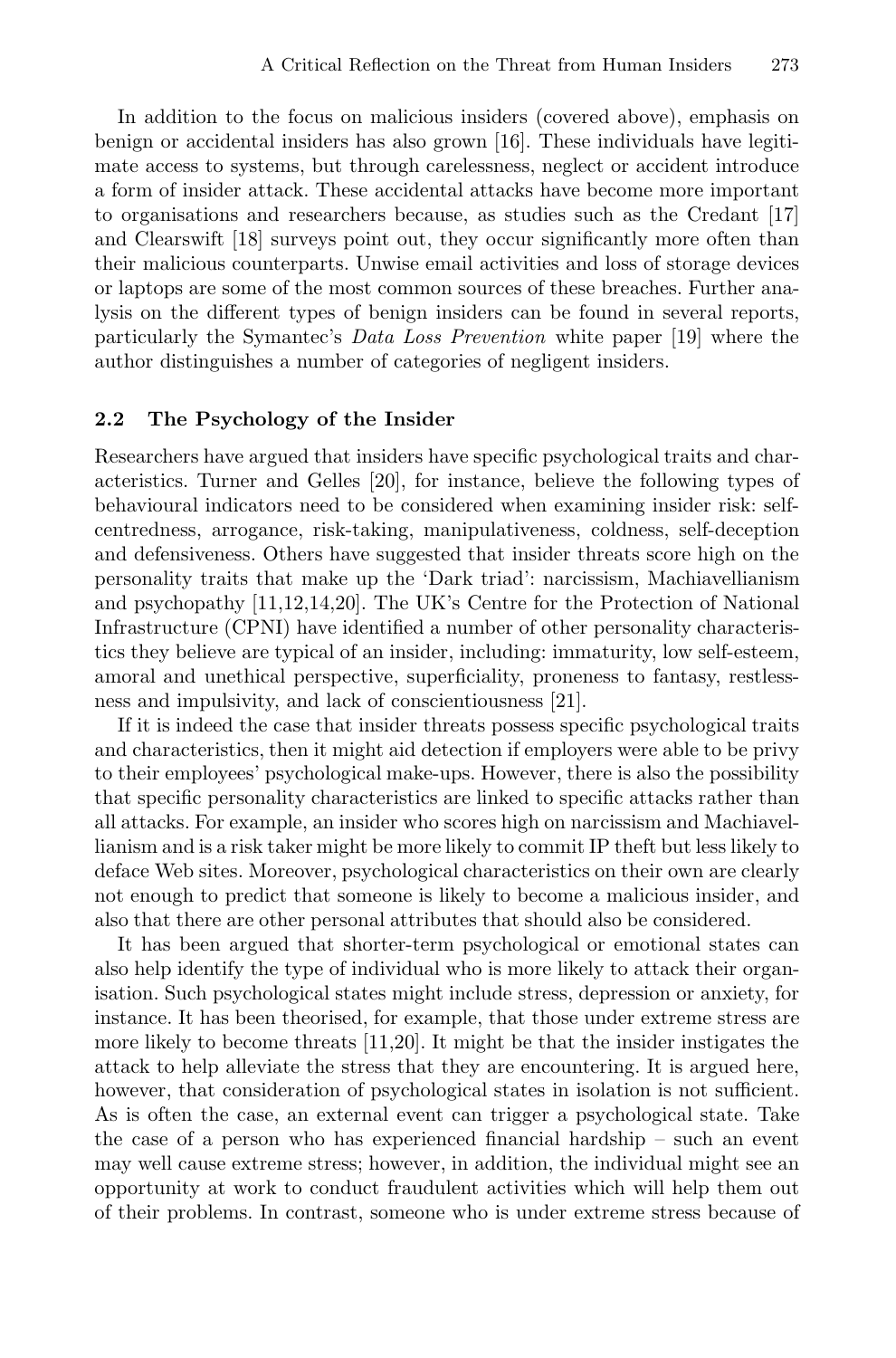In addition to the focus on malicious insiders (covered above), emphasis on benign or accidental insiders has also grown [16]. These individuals have legitimate access to systems, but through carelessness, neglect or accident introduce a form of insider attack. These accidental attacks have become more important to organisations and researchers because, as studies such as the Credant [17] and Clearswift [18] surveys point out, they occur significantly more often than their malicious counterparts. Unwise email activities and loss of storage devices or laptops are some of the most common sources of these breaches. Further analysis on the different types of benign insiders can be found in several reports, particularly the Symantec's *Data Loss Prevention* white paper [19] where the author distinguishes a number of categories of negligent insiders.

### 2.2 The Psychology of the Insider

Researchers have argued that insiders have specific psychological traits and characteristics. Turner and Gelles [20], for instance, believe the following types of behavioural indicators need to be considered when examining insider risk: self-centredness, arrogance, risk-taking, manipulativeness, coldness, self-deception and defensiveness. Others have suggested that insider threats score high on the personality traits that make up the 'Dark triad': narcissism, Machiavellianism and psychopathy [11,12,14,20]. The UK's Centre for the Protection of National Infrastructure (CPNI) have identified a number of other personality characteristics they believe are typical of an insider, including: immaturity, low self-esteem, amoral and unethical perspective, superficiality, proneness to fantasy, restlessness and impulsivity, and lack of conscientiousness [21].

If it is indeed the case that insider threats possess specific psychological traits and characteristics, then it might aid detection if employers were able to be privy to their employees' psychological make-ups. However, there is also the possibility that specific personality characteristics are linked to specific attacks rather than all attacks. For example, an insider who scores high on narcissism and Machiavellianism and is a risk taker might be more likely to commit IP theft but less likely to deface Web sites. Moreover, psychological characteristics on their own are clearly not enough to predict that someone is likely to become a malicious insider, and also that there are other personal attributes that should also be considered.

It has been argued that shorter-term psychological or emotional states can also help identify the type of individual who is more likely to attack their organisation. Such psychological states might include stress, depression or anxiety, for instance. It has been theorised, for example, that those under extreme stress are more likely to become threats [11,20]. It might be that the insider instigates the attack to help alleviate the stress that they are encountering. It is argued here, however, that consideration of psychological states in isolation is not sufficient. As is often the case, an external event can trigger a psychological state. Take the case of a person who has experienced financial hardship – such an event may well cause extreme stress; however, in addition, the individual might see an opportunity at work to conduct fraudulent activities which will help them out of their problems. In contrast, someone who is under extreme stress because of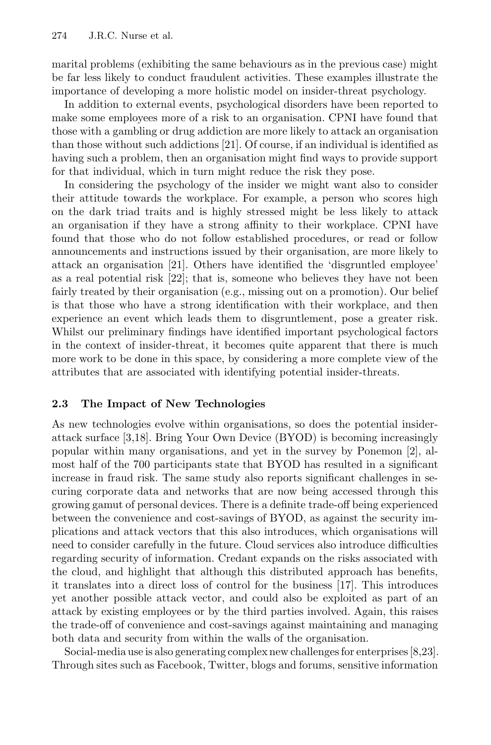marital problems (exhibiting the same behaviours as in the previous case) might be far less likely to conduct fraudulent activities. These examples illustrate the importance of developing a more holistic model on insider-threat psychology.

In addition to external events, psychological disorders have been reported to make some employees more of a risk to an organisation. CPNI have found that those with a gambling or drug addiction are more likely to attack an organisation than those without such addictions [21]. Of course, if an individual is identified as having such a problem, then an organisation might find ways to provide support for that individual, which in turn might reduce the risk they pose.

In considering the psychology of the insider we might want also to consider their attitude towards the workplace. For example, a person who scores high on the dark triad traits and is highly stressed might be less likely to attack an organisation if they have a strong affinity to their workplace. CPNI have found that those who do not follow established procedures, or read or follow announcements and instructions issued by their organisation, are more likely to attack an organisation [21]. Others have identified the 'disgruntled employee' as a real potential risk [22]; that is, someone who believes they have not been fairly treated by their organisation (e.g., missing out on a promotion). Our belief is that those who have a strong identification with their workplace, and then experience an event which leads them to disgruntlement, pose a greater risk. Whilst our preliminary findings have identified important psychological factors in the context of insider-threat, it becomes quite apparent that there is much more work to be done in this space, by considering a more complete view of the attributes that are associated with identifying potential insider-threats.

### 2.3 The Impact of New Technologies

As new technologies evolve within organisations, so does the potential insider-attack surface [3,18]. Bring Your Own Device (BYOD) is becoming increasingly popular within many organisations, and yet in the survey by Ponemon [2], almost half of the 700 participants state that BYOD has resulted in a significant increase in fraud risk. The same study also reports significant challenges in securing corporate data and networks that are now being accessed through this growing gamut of personal devices. There is a definite trade-off being experienced between the convenience and cost-savings of BYOD, as against the security implications and attack vectors that this also introduces, which organisations will need to consider carefully in the future. Cloud services also introduce difficulties regarding security of information. Credant expands on the risks associated with the cloud, and highlight that although this distributed approach has benefits, it translates into a direct loss of control for the business [17]. This introduces yet another possible attack vector, and could also be exploited as part of an attack by existing employees or by the third parties involved. Again, this raises the trade-off of convenience and cost-savings against maintaining and managing both data and security from within the walls of the organisation.

Social-media use is also generating complex new challenges for enterprises [8,23]. Through sites such as Facebook, Twitter, blogs and forums, sensitive information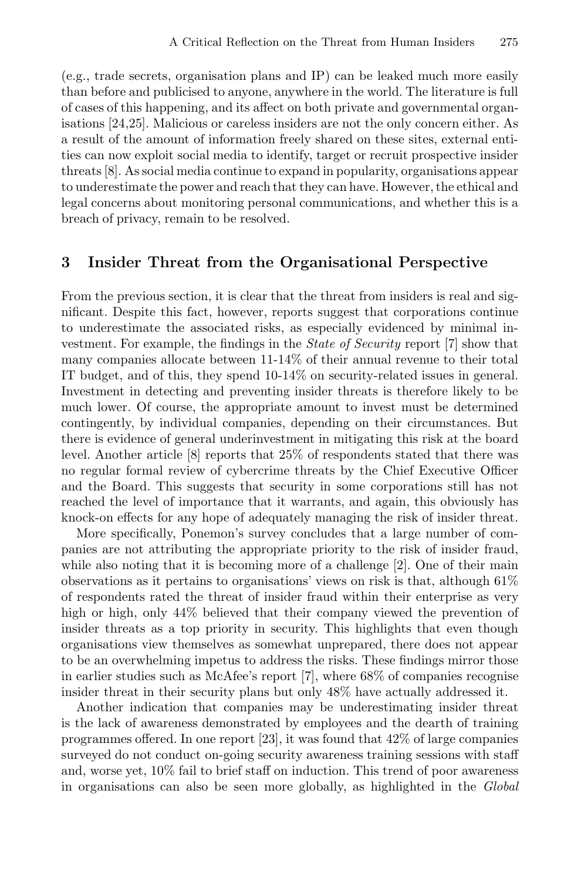(e.g., trade secrets, organisation plans and IP) can be leaked much more easily than before and publicised to anyone, anywhere in the world. The literature is full of cases of this happening, and its affect on both private and governmental organisations [24,25]. Malicious or careless insiders are not the only concern either. As a result of the amount of information freely shared on these sites, external entities can now exploit social media to identify, target or recruit prospective insider threats [8]. As social media continue to expand in popularity, organisations appear to underestimate the power and reach that they can have. However, the ethical and legal concerns about monitoring personal communications, and whether this is a breach of privacy, remain to be resolved.

## 3 Insider Threat from the Organisational Perspective

From the previous section, it is clear that the threat from insiders is real and significant. Despite this fact, however, reports suggest that corporations continue to underestimate the associated risks, as especially evidenced by minimal investment. For example, the findings in the *State of Security* report [7] show that many companies allocate between 11-14% of their annual revenue to their total IT budget, and of this, they spend 10-14% on security-related issues in general. Investment in detecting and preventing insider threats is therefore likely to be much lower. Of course, the appropriate amount to invest must be determined contingently, by individual companies, depending on their circumstances. But there is evidence of general underinvestment in mitigating this risk at the board level. Another article [8] reports that 25% of respondents stated that there was no regular formal review of cybercrime threats by the Chief Executive Officer and the Board. This suggests that security in some corporations still has not reached the level of importance that it warrants, and again, this obviously has knock-on effects for any hope of adequately managing the risk of insider threat.

More specifically, Ponemon's survey concludes that a large number of companies are not attributing the appropriate priority to the risk of insider fraud, while also noting that it is becoming more of a challenge [2]. One of their main observations as it pertains to organisations' views on risk is that, although 61% of respondents rated the threat of insider fraud within their enterprise as very high or high, only 44% believed that their company viewed the prevention of insider threats as a top priority in security. This highlights that even though organisations view themselves as somewhat unprepared, there does not appear to be an overwhelming impetus to address the risks. These findings mirror those in earlier studies such as McAfee's report [7], where 68% of companies recognise insider threat in their security plans but only 48% have actually addressed it.

Another indication that companies may be underestimating insider threat is the lack of awareness demonstrated by employees and the dearth of training programmes offered. In one report [23], it was found that 42% of large companies surveyed do not conduct on-going security awareness training sessions with staff and, worse yet, 10% fail to brief staff on induction. This trend of poor awareness in organisations can also be seen more globally, as highlighted in the *Global*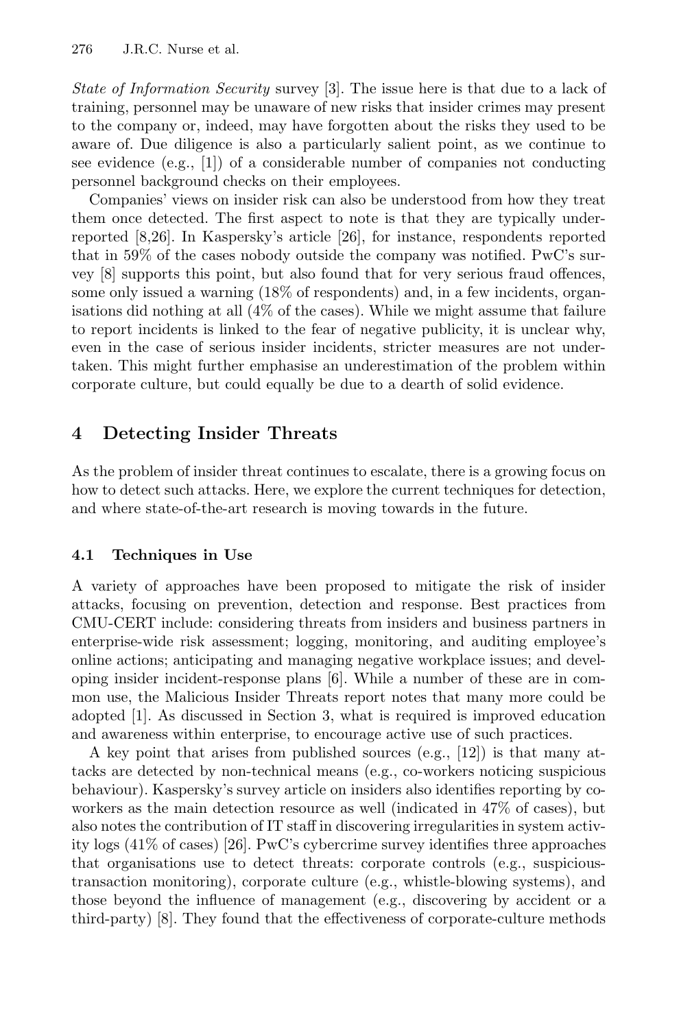*State of Information Security* survey [3]. The issue here is that due to a lack of training, personnel may be unaware of new risks that insider crimes may present to the company or, indeed, may have forgotten about the risks they used to be aware of. Due diligence is also a particularly salient point, as we continue to see evidence (e.g., [1]) of a considerable number of companies not conducting personnel background checks on their employees.

Companies' views on insider risk can also be understood from how they treat them once detected. The first aspect to note is that they are typically under-reported [8,26]. In Kaspersky's article [26], for instance, respondents reported that in 59% of the cases nobody outside the company was notified. PwC's survey [8] supports this point, but also found that for very serious fraud offences, some only issued a warning (18% of respondents) and, in a few incidents, organisations did nothing at all (4% of the cases). While we might assume that failure to report incidents is linked to the fear of negative publicity, it is unclear why, even in the case of serious insider incidents, stricter measures are not undertaken. This might further emphasise an underestimation of the problem within corporate culture, but could equally be due to a dearth of solid evidence.

## 4 Detecting Insider Threats

As the problem of insider threat continues to escalate, there is a growing focus on how to detect such attacks. Here, we explore the current techniques for detection, and where state-of-the-art research is moving towards in the future.

### 4.1 Techniques in Use

A variety of approaches have been proposed to mitigate the risk of insider attacks, focusing on prevention, detection and response. Best practices from CMU-CERT include: considering threats from insiders and business partners in enterprise-wide risk assessment; logging, monitoring, and auditing employee's online actions; anticipating and managing negative workplace issues; and developing insider incident-response plans [6]. While a number of these are in common use, the Malicious Insider Threats report notes that many more could be adopted [1]. As discussed in Section 3, what is required is improved education and awareness within enterprise, to encourage active use of such practices.

A key point that arises from published sources (e.g., [12]) is that many attacks are detected by non-technical means (e.g., co-workers noticing suspicious behaviour). Kaspersky's survey article on insiders also identifies reporting by co-workers as the main detection resource as well (indicated in 47% of cases), but also notes the contribution of IT staff in discovering irregularities in system activity logs (41% of cases) [26]. PwC's cybercrime survey identifies three approaches that organisations use to detect threats: corporate controls (e.g., suspicious-transaction monitoring), corporate culture (e.g., whistle-blowing systems), and those beyond the influence of management (e.g., discovering by accident or a third-party) [8]. They found that the effectiveness of corporate-culture methods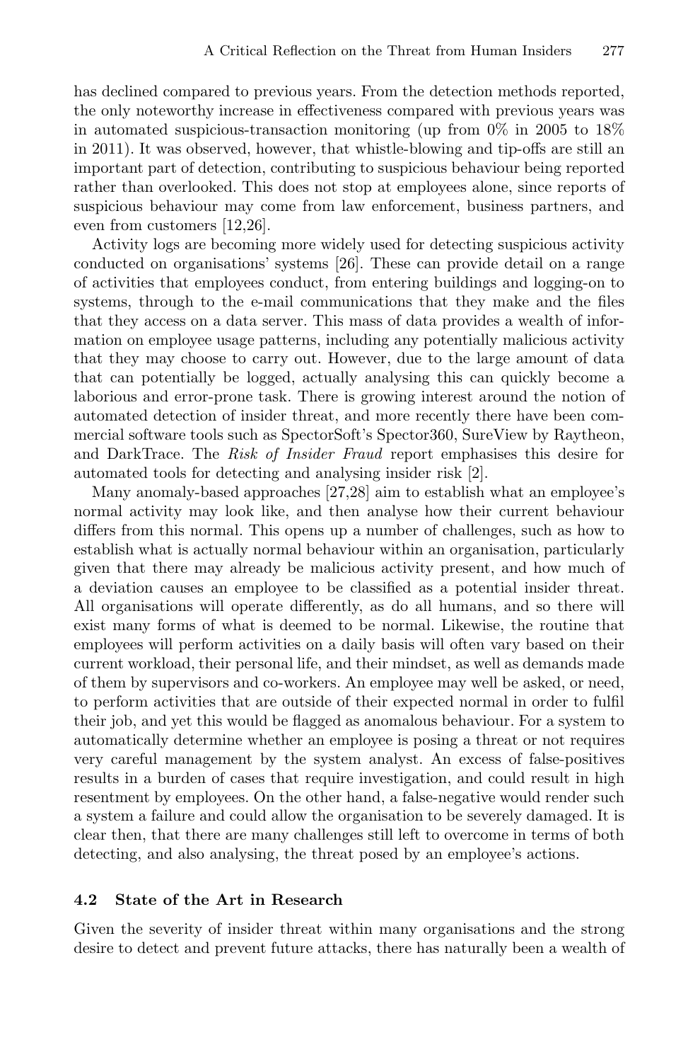has declined compared to previous years. From the detection methods reported, the only noteworthy increase in effectiveness compared with previous years was in automated suspicious-transaction monitoring (up from 0% in 2005 to 18% in 2011). It was observed, however, that whistle-blowing and tip-offs are still an important part of detection, contributing to suspicious behaviour being reported rather than overlooked. This does not stop at employees alone, since reports of suspicious behaviour may come from law enforcement, business partners, and even from customers [12,26].

Activity logs are becoming more widely used for detecting suspicious activity conducted on organisations' systems [26]. These can provide detail on a range of activities that employees conduct, from entering buildings and logging-on to systems, through to the e-mail communications that they make and the files that they access on a data server. This mass of data provides a wealth of information on employee usage patterns, including any potentially malicious activity that they may choose to carry out. However, due to the large amount of data that can potentially be logged, actually analysing this can quickly become a laborious and error-prone task. There is growing interest around the notion of automated detection of insider threat, and more recently there have been commercial software tools such as SpectorSoft's Spector360, SureView by Raytheon, and DarkTrace. The *Risk of Insider Fraud* report emphasises this desire for automated tools for detecting and analysing insider risk [2].

Many anomaly-based approaches [27,28] aim to establish what an employee's normal activity may look like, and then analyse how their current behaviour differs from this normal. This opens up a number of challenges, such as how to establish what is actually normal behaviour within an organisation, particularly given that there may already be malicious activity present, and how much of a deviation causes an employee to be classified as a potential insider threat. All organisations will operate differently, as do all humans, and so there will exist many forms of what is deemed to be normal. Likewise, the routine that employees will perform activities on a daily basis will often vary based on their current workload, their personal life, and their mindset, as well as demands made of them by supervisors and co-workers. An employee may well be asked, or need, to perform activities that are outside of their expected normal in order to fulfil their job, and yet this would be flagged as anomalous behaviour. For a system to automatically determine whether an employee is posing a threat or not requires very careful management by the system analyst. An excess of false-positives results in a burden of cases that require investigation, and could result in high resentment by employees. On the other hand, a false-negative would render such a system a failure and could allow the organisation to be severely damaged. It is clear then, that there are many challenges still left to overcome in terms of both detecting, and also analysing, the threat posed by an employee's actions.

### 4.2 State of the Art in Research

Given the severity of insider threat within many organisations and the strong desire to detect and prevent future attacks, there has naturally been a wealth of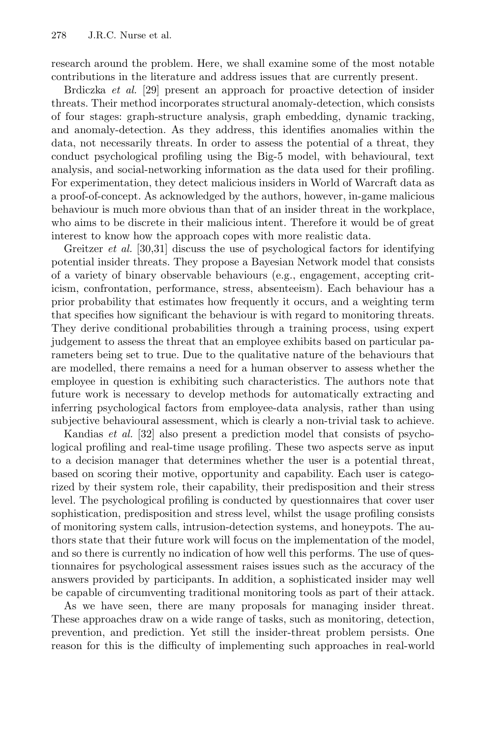research around the problem. Here, we shall examine some of the most notable contributions in the literature and address issues that are currently present.

Brdiczka *et al.* [29] present an approach for proactive detection of insider threats. Their method incorporates structural anomaly-detection, which consists of four stages: graph-structure analysis, graph embedding, dynamic tracking, and anomaly-detection. As they address, this identifies anomalies within the data, not necessarily threats. In order to assess the potential of a threat, they conduct psychological profiling using the Big-5 model, with behavioural, text analysis, and social-networking information as the data used for their profiling. For experimentation, they detect malicious insiders in World of Warcraft data as a proof-of-concept. As acknowledged by the authors, however, in-game malicious behaviour is much more obvious than that of an insider threat in the workplace, who aims to be discrete in their malicious intent. Therefore it would be of great interest to know how the approach copes with more realistic data.

Greitzer *et al.* [30,31] discuss the use of psychological factors for identifying potential insider threats. They propose a Bayesian Network model that consists of a variety of binary observable behaviours (e.g., engagement, accepting criticism, confrontation, performance, stress, absenteeism). Each behaviour has a prior probability that estimates how frequently it occurs, and a weighting term that specifies how significant the behaviour is with regard to monitoring threats. They derive conditional probabilities through a training process, using expert judgement to assess the threat that an employee exhibits based on particular parameters being set to true. Due to the qualitative nature of the behaviours that are modelled, there remains a need for a human observer to assess whether the employee in question is exhibiting such characteristics. The authors note that future work is necessary to develop methods for automatically extracting and inferring psychological factors from employee-data analysis, rather than using subjective behavioural assessment, which is clearly a non-trivial task to achieve.

Kandias *et al.* [32] also present a prediction model that consists of psychological profiling and real-time usage profiling. These two aspects serve as input to a decision manager that determines whether the user is a potential threat, based on scoring their motive, opportunity and capability. Each user is categorized by their system role, their capability, their predisposition and their stress level. The psychological profiling is conducted by questionnaires that cover user sophistication, predisposition and stress level, whilst the usage profiling consists of monitoring system calls, intrusion-detection systems, and honeypots. The authors state that their future work will focus on the implementation of the model, and so there is currently no indication of how well this performs. The use of questionnaires for psychological assessment raises issues such as the accuracy of the answers provided by participants. In addition, a sophisticated insider may well be capable of circumventing traditional monitoring tools as part of their attack.

As we have seen, there are many proposals for managing insider threat. These approaches draw on a wide range of tasks, such as monitoring, detection, prevention, and prediction. Yet still the insider-threat problem persists. One reason for this is the difficulty of implementing such approaches in real-world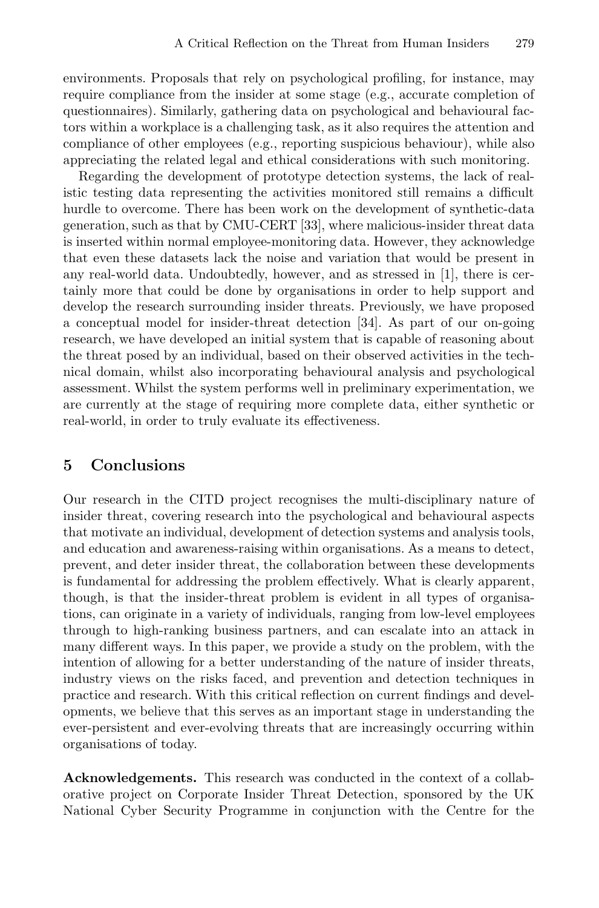environments. Proposals that rely on psychological profiling, for instance, may require compliance from the insider at some stage (e.g., accurate completion of questionnaires). Similarly, gathering data on psychological and behavioural factors within a workplace is a challenging task, as it also requires the attention and compliance of other employees (e.g., reporting suspicious behaviour), while also appreciating the related legal and ethical considerations with such monitoring.

Regarding the development of prototype detection systems, the lack of realistic testing data representing the activities monitored still remains a difficult hurdle to overcome. There has been work on the development of synthetic-data generation, such as that by CMU-CERT [33], where malicious-insider threat data is inserted within normal employee-monitoring data. However, they acknowledge that even these datasets lack the noise and variation that would be present in any real-world data. Undoubtedly, however, and as stressed in [1], there is certainly more that could be done by organisations in order to help support and develop the research surrounding insider threats. Previously, we have proposed a conceptual model for insider-threat detection [34]. As part of our on-going research, we have developed an initial system that is capable of reasoning about the threat posed by an individual, based on their observed activities in the technical domain, whilst also incorporating behavioural analysis and psychological assessment. Whilst the system performs well in preliminary experimentation, we are currently at the stage of requiring more complete data, either synthetic or real-world, in order to truly evaluate its effectiveness.

## 5 Conclusions

Our research in the CITD project recognises the multi-disciplinary nature of insider threat, covering research into the psychological and behavioural aspects that motivate an individual, development of detection systems and analysis tools, and education and awareness-raising within organisations. As a means to detect, prevent, and deter insider threat, the collaboration between these developments is fundamental for addressing the problem effectively. What is clearly apparent, though, is that the insider-threat problem is evident in all types of organisations, can originate in a variety of individuals, ranging from low-level employees through to high-ranking business partners, and can escalate into an attack in many different ways. In this paper, we provide a study on the problem, with the intention of allowing for a better understanding of the nature of insider threats, industry views on the risks faced, and prevention and detection techniques in practice and research. With this critical reflection on current findings and developments, we believe that this serves as an important stage in understanding the ever-persistent and ever-evolving threats that are increasingly occurring within organisations of today.

**Acknowledgements.** This research was conducted in the context of a collaborative project on Corporate Insider Threat Detection, sponsored by the UK National Cyber Security Programme in conjunction with the Centre for the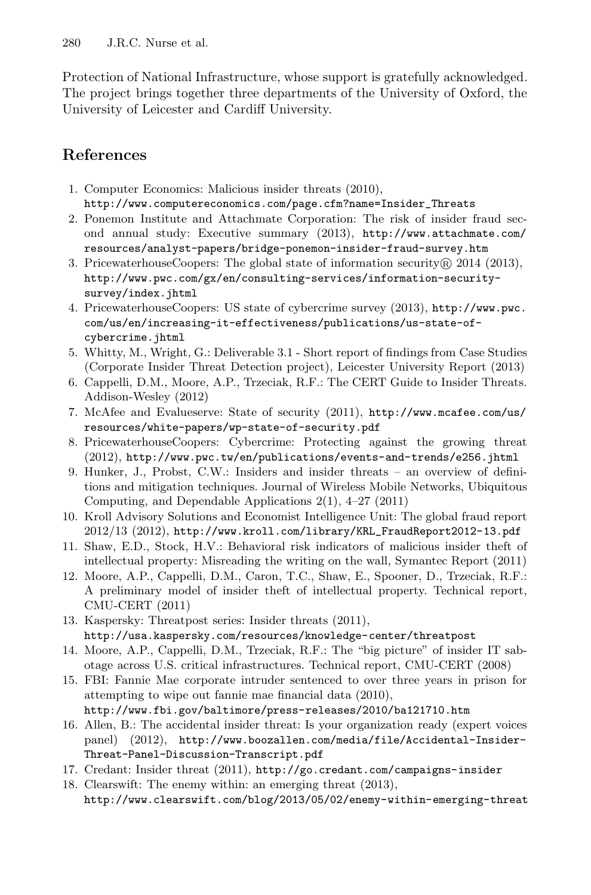Protection of National Infrastructure, whose support is gratefully acknowledged. The project brings together three departments of the University of Oxford, the University of Leicester and Cardiff University.

## References

1. Computer Economics: Malicious insider threats (2010), http://www.computereconomics.com/page.cfm?name=Insider_Threats
2. Ponemon Institute and Attachmate Corporation: The risk of insider fraud second annual study: Executive summary (2013), http://www.attachmate.com/resources/analyst-papers/bridge-ponemon-insider-fraud-survey.htm
3. PricewaterhouseCoopers: The global state of information security® 2014 (2013), http://www.pwc.com/gx/en/consulting-services/information-security-survey/index.jhtml
4. PricewaterhouseCoopers: US state of cybercrime survey (2013), http://www.pwc.com/us/en/increasing-it-effectiveness/publications/us-state-of-cybercrime.jhtml
5. Whitty, M., Wright, G.: Deliverable 3.1 - Short report of findings from Case Studies (Corporate Insider Threat Detection project), Leicester University Report (2013)
6. Cappelli, D.M., Moore, A.P., Trzeciak, R.F.: The CERT Guide to Insider Threats. Addison-Wesley (2012)
7. McAfee and Evalueserve: State of security (2011), http://www.mcafee.com/us/resources/white-papers/wp-state-of-security.pdf
8. PricewaterhouseCoopers: Cybercrime: Protecting against the growing threat (2012), http://www.pwc.tw/en/publications/events-and-trends/e256.jhtml
9. Hunker, J., Probst, C.W.: Insiders and insider threats – an overview of definitions and mitigation techniques. Journal of Wireless Mobile Networks, Ubiquitous Computing, and Dependable Applications 2(1), 4–27 (2011)
10. Kroll Advisory Solutions and Economist Intelligence Unit: The global fraud report 2012/13 (2012), http://www.kroll.com/library/KRL_FraudReport2012-13.pdf
11. Shaw, E.D., Stock, H.V.: Behavioral risk indicators of malicious insider theft of intellectual property: Misreading the writing on the wall, Symantec Report (2011)
12. Moore, A.P., Cappelli, D.M., Caron, T.C., Shaw, E., Spooner, D., Trzeciak, R.F.: A preliminary model of insider theft of intellectual property. Technical report, CMU-CERT (2011)
13. Kaspersky: Threatpost series: Insider threats (2011), http://usa.kaspersky.com/resources/knowledge-center/threatpost
14. Moore, A.P., Cappelli, D.M., Trzeciak, R.F.: The "big picture" of insider IT sabotage across U.S. critical infrastructures. Technical report, CMU-CERT (2008)
15. FBI: Fannie Mae corporate intruder sentenced to over three years in prison for attempting to wipe out fannie mae financial data (2010), http://www.fbi.gov/baltimore/press-releases/2010/ba121710.htm
16. Allen, B.: The accidental insider threat: Is your organization ready (expert voices panel) (2012), http://www.boozallen.com/media/file/Accidental-Insider-Threat-Panel-Discussion-Transcript.pdf
17. Credant: Insider threat (2011), http://go.credant.com/campaigns-insider
18. Clearswift: The enemy within: an emerging threat (2013), http://www.clearswift.com/blog/2013/05/02/enemy-within-emerging-threat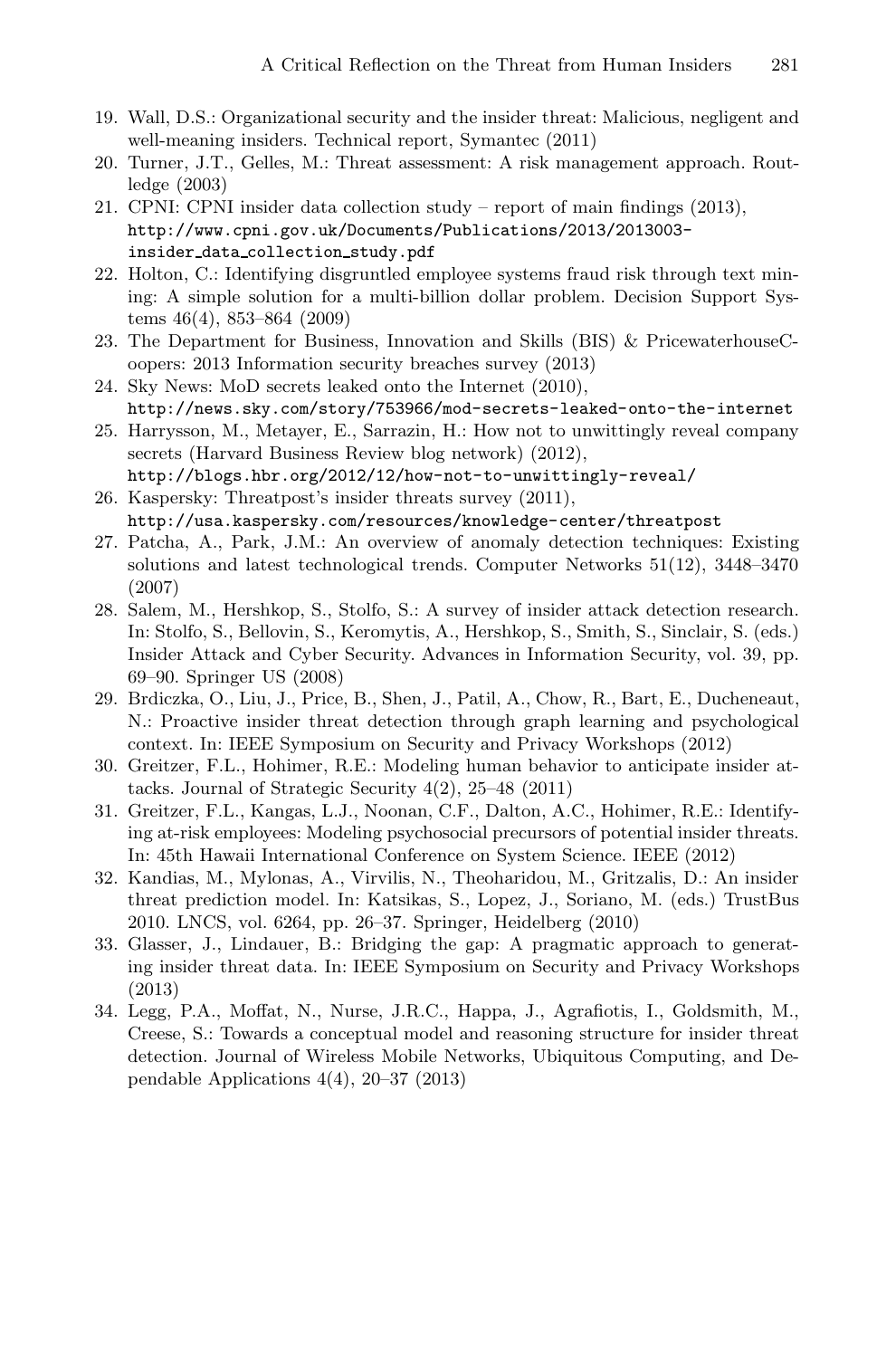19. Wall, D.S.: Organizational security and the insider threat: Malicious, negligent and well-meaning insiders. Technical report, Symantec (2011)
20. Turner, J.T., Gelles, M.: Threat assessment: A risk management approach. Routledge (2003)
21. CPNI: CPNI insider data collection study – report of main findings (2013), http://www.cpni.gov.uk/Documents/Publications/2013/2013003-insider_data_collection_study.pdf
22. Holton, C.: Identifying disgruntled employee systems fraud risk through text mining: A simple solution for a multi-billion dollar problem. Decision Support Systems 46(4), 853–864 (2009)
23. The Department for Business, Innovation and Skills (BIS) & PricewaterhouseCoopers: 2013 Information security breaches survey (2013)
24. Sky News: MoD secrets leaked onto the Internet (2010), http://news.sky.com/story/753966/mod-secrets-leaked-onto-the-internet
25. Harrysson, M., Metayer, E., Sarrazin, H.: How not to unwittingly reveal company secrets (Harvard Business Review blog network) (2012), http://blogs.hbr.org/2012/12/how-not-to-unwittingly-reveal/
26. Kaspersky: Threatpost's insider threats survey (2011), http://usa.kaspersky.com/resources/knowledge-center/threatpost
27. Patcha, A., Park, J.M.: An overview of anomaly detection techniques: Existing solutions and latest technological trends. Computer Networks 51(12), 3448–3470 (2007)
28. Salem, M., Hershkop, S., Stolfo, S.: A survey of insider attack detection research. In: Stolfo, S., Bellovin, S., Keromytis, A., Hershkop, S., Smith, S., Sinclair, S. (eds.) Insider Attack and Cyber Security. Advances in Information Security, vol. 39, pp. 69–90. Springer US (2008)
29. Brdiczka, O., Liu, J., Price, B., Shen, J., Patil, A., Chow, R., Bart, E., Ducheneaut, N.: Proactive insider threat detection through graph learning and psychological context. In: IEEE Symposium on Security and Privacy Workshops (2012)
30. Greitzer, F.L., Hohimer, R.E.: Modeling human behavior to anticipate insider attacks. Journal of Strategic Security 4(2), 25–48 (2011)
31. Greitzer, F.L., Kangas, L.J., Noonan, C.F., Dalton, A.C., Hohimer, R.E.: Identifying at-risk employees: Modeling psychosocial precursors of potential insider threats. In: 45th Hawaii International Conference on System Science. IEEE (2012)
32. Kandias, M., Mylonas, A., Virvilis, N., Theoharidou, M., Gritzalis, D.: An insider threat prediction model. In: Katsikas, S., Lopez, J., Soriano, M. (eds.) TrustBus 2010. LNCS, vol. 6264, pp. 26–37. Springer, Heidelberg (2010)
33. Glasser, J., Lindauer, B.: Bridging the gap: A pragmatic approach to generating insider threat data. In: IEEE Symposium on Security and Privacy Workshops (2013)
34. Legg, P.A., Moffat, N., Nurse, J.R.C., Happa, J., Agrafiotis, I., Goldsmith, M., Creese, S.: Towards a conceptual model and reasoning structure for insider threat detection. Journal of Wireless Mobile Networks, Ubiquitous Computing, and Dependable Applications 4(4), 20–37 (2013)